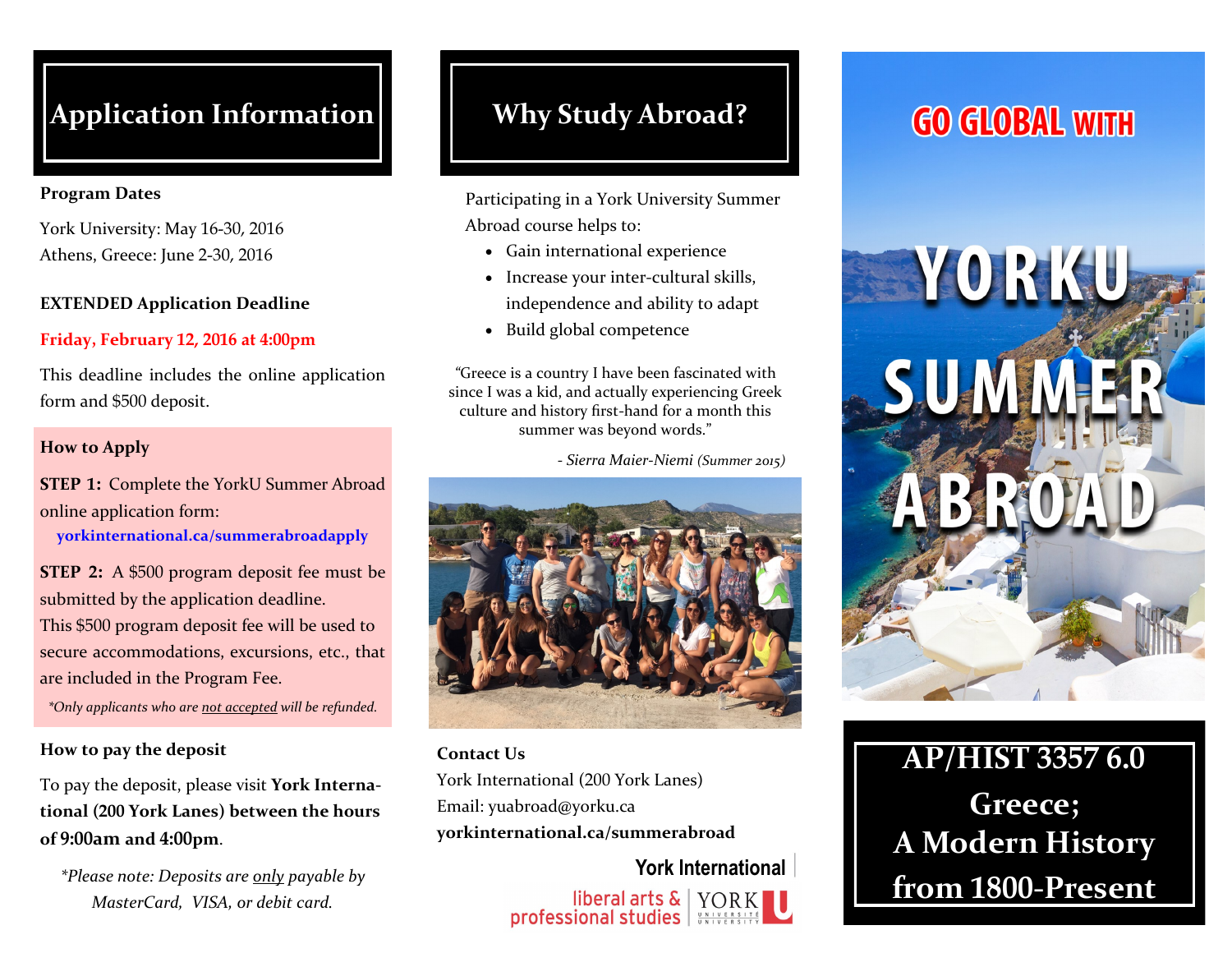# Application Information

**Program Dates**

York University: May 16-30, 2016
Athens, Greece: June 2-30, 2016

**EXTENDED Application Deadline**

**Friday, February 12, 2016 at 4:00pm**

This deadline includes the online application form and $500 deposit.

**How to Apply**

**STEP 1:** Complete the YorkU Summer Abroad online application form:
**yorkinternational.ca/summerabroadapply**

**STEP 2:** A $500 program deposit fee must be submitted by the application deadline. This $500 program deposit fee will be used to secure accommodations, excursions, etc., that are included in the Program Fee.

*\*Only applicants who are not accepted will be refunded.*

**How to pay the deposit**

To pay the deposit, please visit **York International (200 York Lanes) between the hours of 9:00am and 4:00pm**.

*\*Please note: Deposits are only payable by MasterCard, VISA, or debit card.*

# Why Study Abroad?

Participating in a York University Summer Abroad course helps to:

- Gain international experience
- Increase your inter-cultural skills, independence and ability to adapt
- Build global competence

"Greece is a country I have been fascinated with since I was a kid, and actually experiencing Greek culture and history first-hand for a month this summer was beyond words."

*- Sierra Maier-Niemi (Summer 2015)*

**Contact Us**

York International (200 York Lanes)
Email: yuabroad@yorku.ca
**yorkinternational.ca/summerabroad**

York International
liberal arts & professional studies | YORK UNIVERSITÉ UNIVERSITY

GO GLOBAL WITH

# YORKU SUMMER ABROAD

## AP/HIST 3357 6.0 Greece; A Modern History from 1800-Present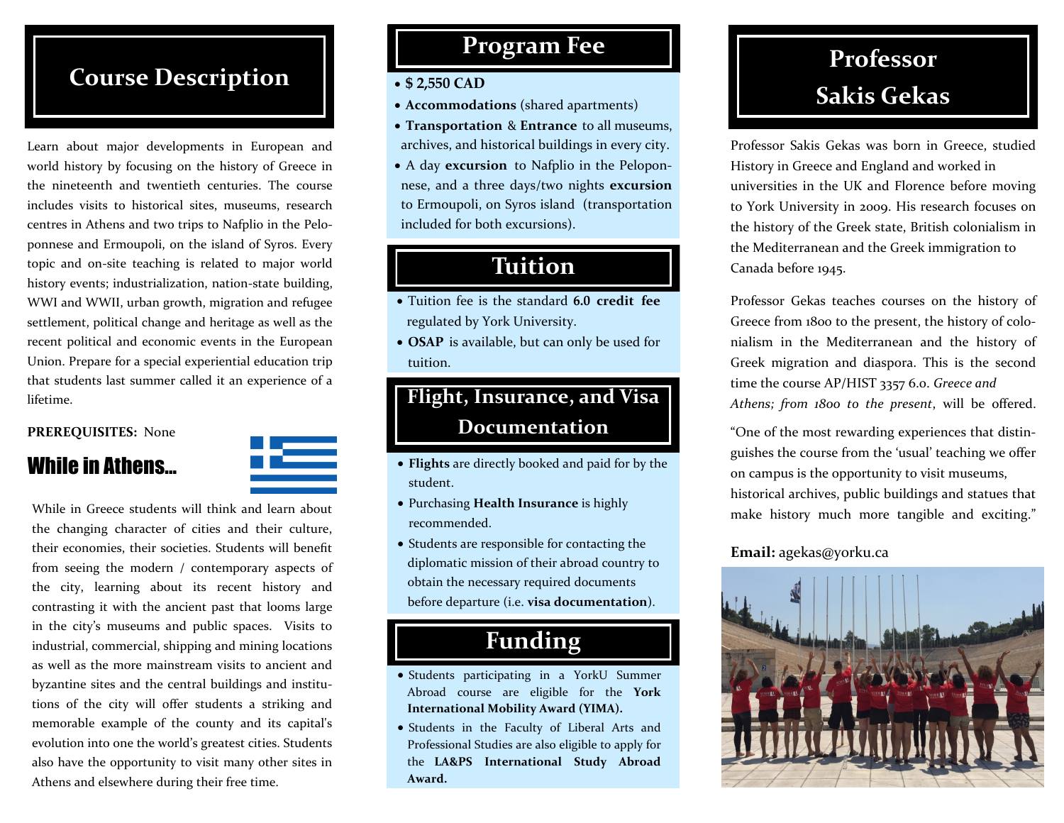# Course Description

Learn about major developments in European and world history by focusing on the history of Greece in the nineteenth and twentieth centuries. The course includes visits to historical sites, museums, research centres in Athens and two trips to Nafplio in the Peloponnese and Ermoupoli, on the island of Syros. Every topic and on-site teaching is related to major world history events; industrialization, nation-state building, WWI and WWII, urban growth, migration and refugee settlement, political change and heritage as well as the recent political and economic events in the European Union. Prepare for a special experiential education trip that students last summer called it an experience of a lifetime.

**PREREQUISITES:** None

## While in Athens...

While in Greece students will think and learn about the changing character of cities and their culture, their economies, their societies. Students will benefit from seeing the modern / contemporary aspects of the city, learning about its recent history and contrasting it with the ancient past that looms large in the city's museums and public spaces. Visits to industrial, commercial, shipping and mining locations as well as the more mainstream visits to ancient and byzantine sites and the central buildings and institutions of the city will offer students a striking and memorable example of the county and its capital's evolution into one the world's greatest cities. Students also have the opportunity to visit many other sites in Athens and elsewhere during their free time.

# Program Fee

- **$ 2,550 CAD**
- **Accommodations** (shared apartments)
- **Transportation** & **Entrance** to all museums, archives, and historical buildings in every city.
- A day **excursion** to Nafplio in the Peloponnese, and a three days/two nights **excursion** to Ermoupoli, on Syros island (transportation included for both excursions).

# Tuition

- Tuition fee is the standard **6.0 credit fee** regulated by York University.
- **OSAP** is available, but can only be used for tuition.

# Flight, Insurance, and Visa Documentation

- **Flights** are directly booked and paid for by the student.
- Purchasing **Health Insurance** is highly recommended.
- Students are responsible for contacting the diplomatic mission of their abroad country to obtain the necessary required documents before departure (i.e. **visa documentation**).

# Funding

- Students participating in a YorkU Summer Abroad course are eligible for the **York International Mobility Award (YIMA).**
- Students in the Faculty of Liberal Arts and Professional Studies are also eligible to apply for the **LA&PS International Study Abroad Award.**

# Professor Sakis Gekas

Professor Sakis Gekas was born in Greece, studied History in Greece and England and worked in universities in the UK and Florence before moving to York University in 2009. His research focuses on the history of the Greek state, British colonialism in the Mediterranean and the Greek immigration to Canada before 1945.

Professor Gekas teaches courses on the history of Greece from 1800 to the present, the history of colonialism in the Mediterranean and the history of Greek migration and diaspora. This is the second time the course AP/HIST 3357 6.0. *Greece and Athens; from 1800 to the present*, will be offered.

"One of the most rewarding experiences that distinguishes the course from the 'usual' teaching we offer on campus is the opportunity to visit museums, historical archives, public buildings and statues that make history much more tangible and exciting."

**Email:** agekas@yorku.ca